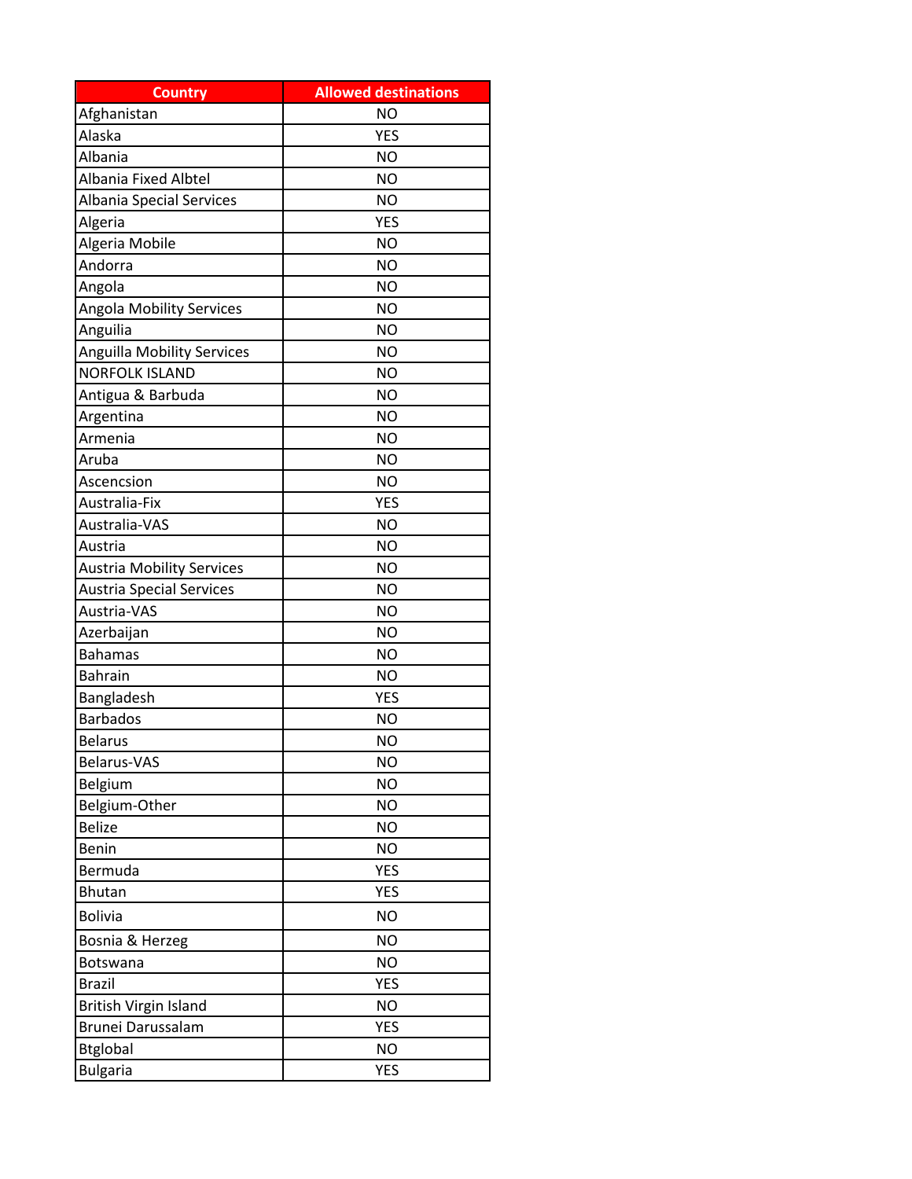| Country | Allowed destinations |
| --- | --- |
| Afghanistan | NO |
| Alaska | YES |
| Albania | NO |
| Albania Fixed Albtel | NO |
| Albania Special Services | NO |
| Algeria | YES |
| Algeria Mobile | NO |
| Andorra | NO |
| Angola | NO |
| Angola Mobility Services | NO |
| Anguilia | NO |
| Anguilla Mobility Services | NO |
| NORFOLK ISLAND | NO |
| Antigua & Barbuda | NO |
| Argentina | NO |
| Armenia | NO |
| Aruba | NO |
| Ascencsion | NO |
| Australia-Fix | YES |
| Australia-VAS | NO |
| Austria | NO |
| Austria Mobility Services | NO |
| Austria Special Services | NO |
| Austria-VAS | NO |
| Azerbaijan | NO |
| Bahamas | NO |
| Bahrain | NO |
| Bangladesh | YES |
| Barbados | NO |
| Belarus | NO |
| Belarus-VAS | NO |
| Belgium | NO |
| Belgium-Other | NO |
| Belize | NO |
| Benin | NO |
| Bermuda | YES |
| Bhutan | YES |
| Bolivia | NO |
| Bosnia & Herzeg | NO |
| Botswana | NO |
| Brazil | YES |
| British Virgin Island | NO |
| Brunei Darussalam | YES |
| Btglobal | NO |
| Bulgaria | YES |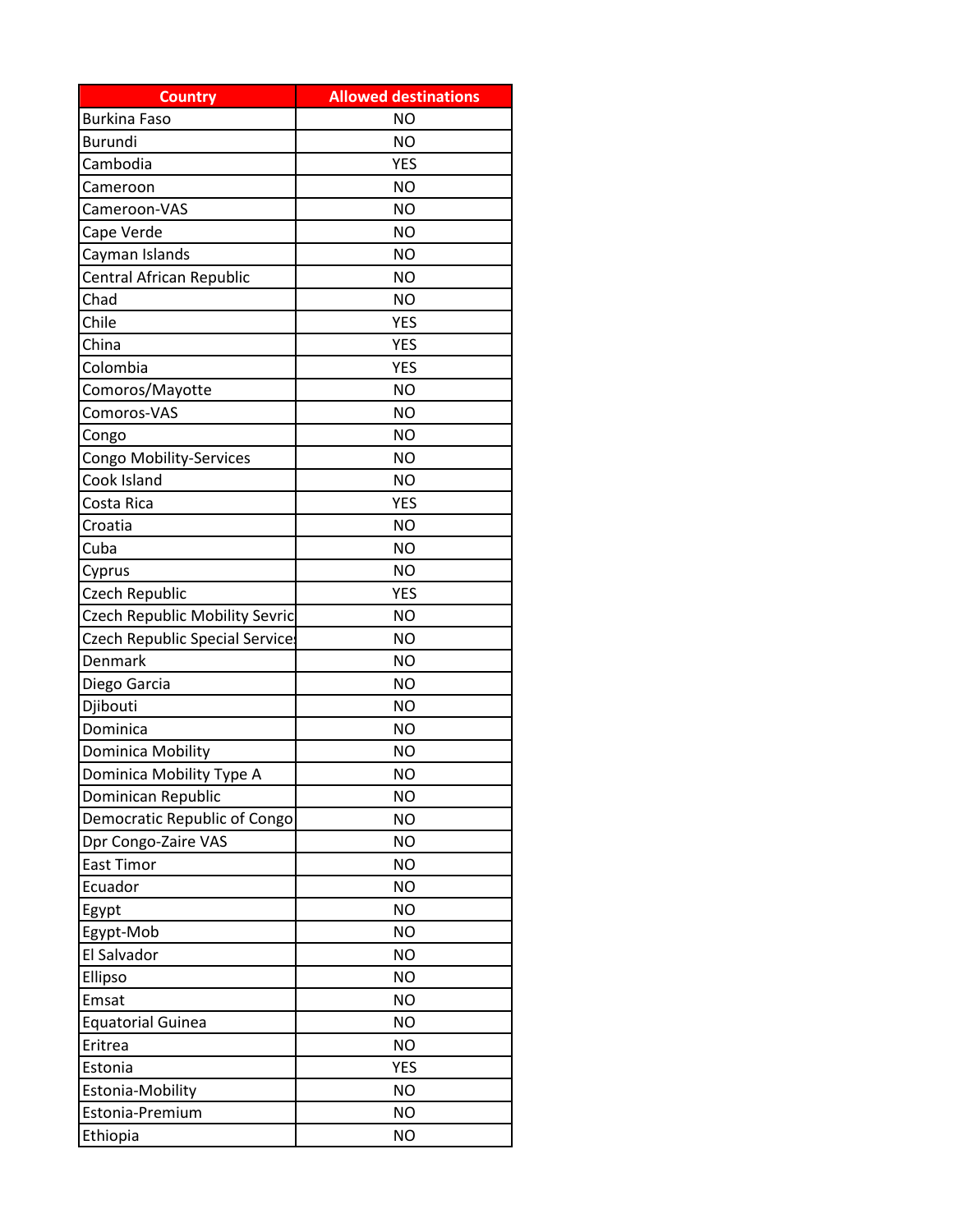| Country | Allowed destinations |
| --- | --- |
| Burkina Faso | NO |
| Burundi | NO |
| Cambodia | YES |
| Cameroon | NO |
| Cameroon-VAS | NO |
| Cape Verde | NO |
| Cayman Islands | NO |
| Central African Republic | NO |
| Chad | NO |
| Chile | YES |
| China | YES |
| Colombia | YES |
| Comoros/Mayotte | NO |
| Comoros-VAS | NO |
| Congo | NO |
| Congo Mobility-Services | NO |
| Cook Island | NO |
| Costa Rica | YES |
| Croatia | NO |
| Cuba | NO |
| Cyprus | NO |
| Czech Republic | YES |
| Czech Republic Mobility Sevric | NO |
| Czech Republic Special Service | NO |
| Denmark | NO |
| Diego Garcia | NO |
| Djibouti | NO |
| Dominica | NO |
| Dominica Mobility | NO |
| Dominica Mobility Type A | NO |
| Dominican Republic | NO |
| Democratic Republic of Congo | NO |
| Dpr Congo-Zaire VAS | NO |
| East Timor | NO |
| Ecuador | NO |
| Egypt | NO |
| Egypt-Mob | NO |
| El Salvador | NO |
| Ellipso | NO |
| Emsat | NO |
| Equatorial Guinea | NO |
| Eritrea | NO |
| Estonia | YES |
| Estonia-Mobility | NO |
| Estonia-Premium | NO |
| Ethiopia | NO |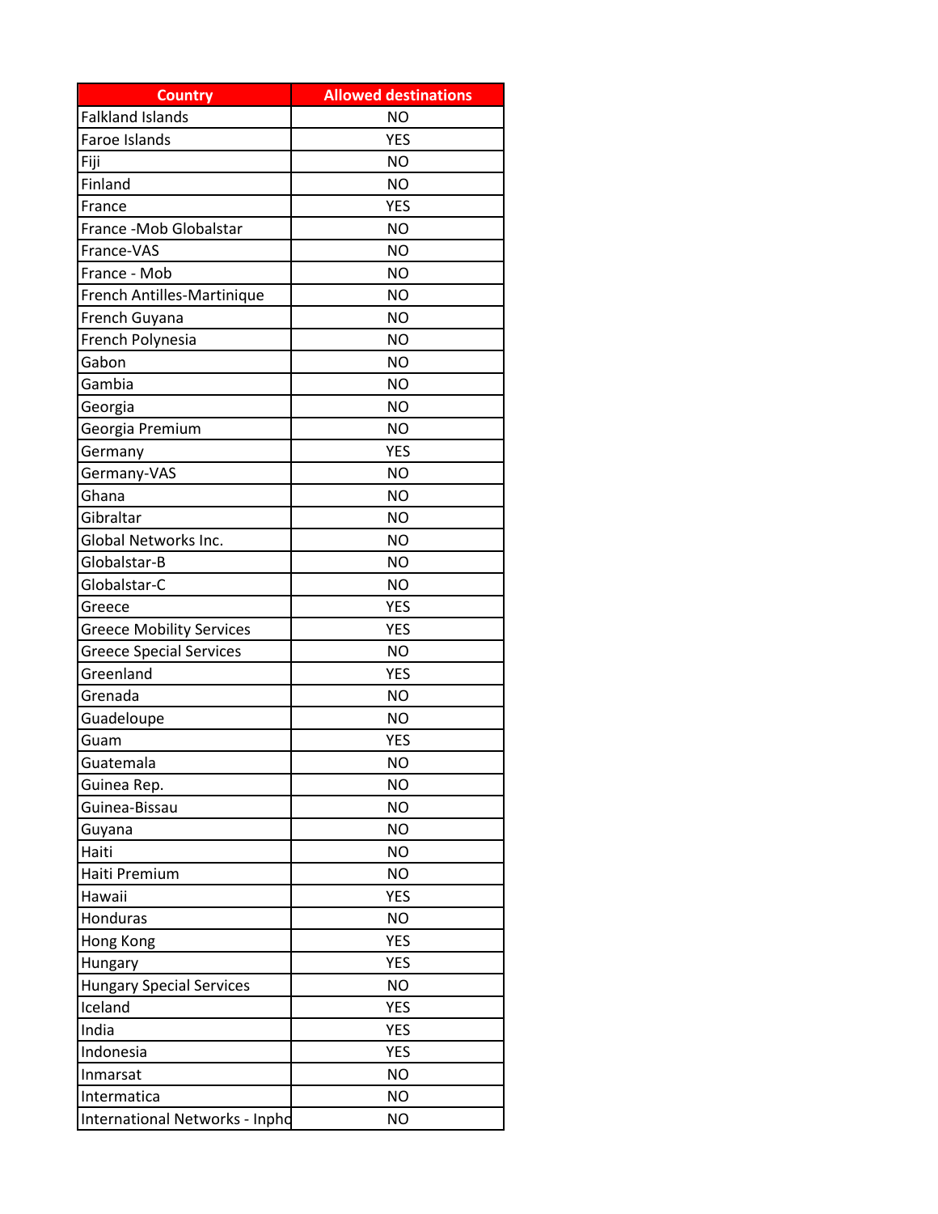| Country | Allowed destinations |
| --- | --- |
| Falkland Islands | NO |
| Faroe Islands | YES |
| Fiji | NO |
| Finland | NO |
| France | YES |
| France -Mob Globalstar | NO |
| France-VAS | NO |
| France - Mob | NO |
| French Antilles-Martinique | NO |
| French Guyana | NO |
| French Polynesia | NO |
| Gabon | NO |
| Gambia | NO |
| Georgia | NO |
| Georgia Premium | NO |
| Germany | YES |
| Germany-VAS | NO |
| Ghana | NO |
| Gibraltar | NO |
| Global Networks Inc. | NO |
| Globalstar-B | NO |
| Globalstar-C | NO |
| Greece | YES |
| Greece Mobility Services | YES |
| Greece Special Services | NO |
| Greenland | YES |
| Grenada | NO |
| Guadeloupe | NO |
| Guam | YES |
| Guatemala | NO |
| Guinea Rep. | NO |
| Guinea-Bissau | NO |
| Guyana | NO |
| Haiti | NO |
| Haiti Premium | NO |
| Hawaii | YES |
| Honduras | NO |
| Hong Kong | YES |
| Hungary | YES |
| Hungary Special Services | NO |
| Iceland | YES |
| India | YES |
| Indonesia | YES |
| Inmarsat | NO |
| Intermatica | NO |
| International Networks - Inpho | NO |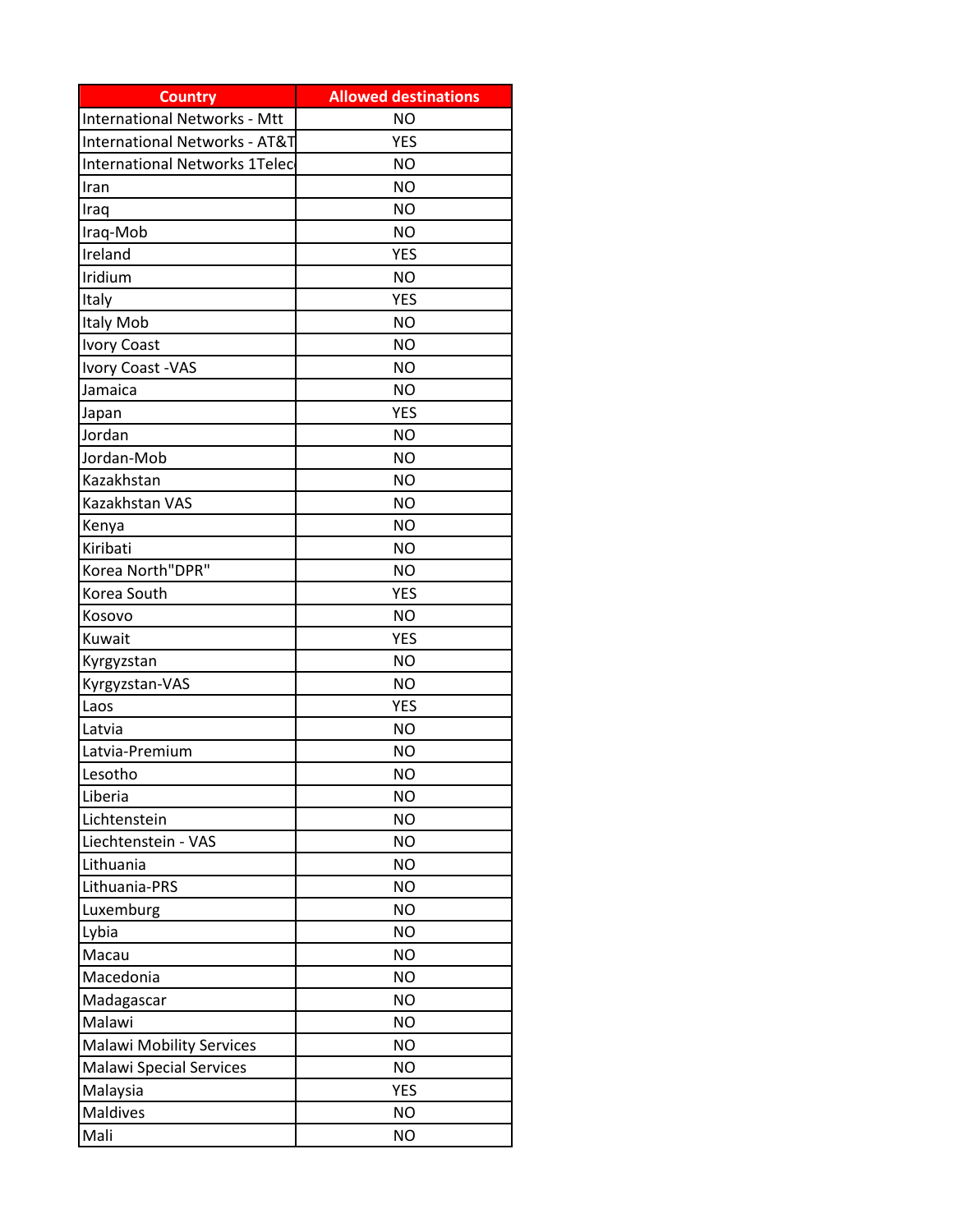| Country | Allowed destinations |
| --- | --- |
| International Networks - Mtt | NO |
| International Networks - AT&T | YES |
| International Networks 1Telec | NO |
| Iran | NO |
| Iraq | NO |
| Iraq-Mob | NO |
| Ireland | YES |
| Iridium | NO |
| Italy | YES |
| Italy Mob | NO |
| Ivory Coast | NO |
| Ivory Coast -VAS | NO |
| Jamaica | NO |
| Japan | YES |
| Jordan | NO |
| Jordan-Mob | NO |
| Kazakhstan | NO |
| Kazakhstan VAS | NO |
| Kenya | NO |
| Kiribati | NO |
| Korea North"DPR" | NO |
| Korea South | YES |
| Kosovo | NO |
| Kuwait | YES |
| Kyrgyzstan | NO |
| Kyrgyzstan-VAS | NO |
| Laos | YES |
| Latvia | NO |
| Latvia-Premium | NO |
| Lesotho | NO |
| Liberia | NO |
| Lichtenstein | NO |
| Liechtenstein - VAS | NO |
| Lithuania | NO |
| Lithuania-PRS | NO |
| Luxemburg | NO |
| Lybia | NO |
| Macau | NO |
| Macedonia | NO |
| Madagascar | NO |
| Malawi | NO |
| Malawi Mobility Services | NO |
| Malawi Special Services | NO |
| Malaysia | YES |
| Maldives | NO |
| Mali | NO |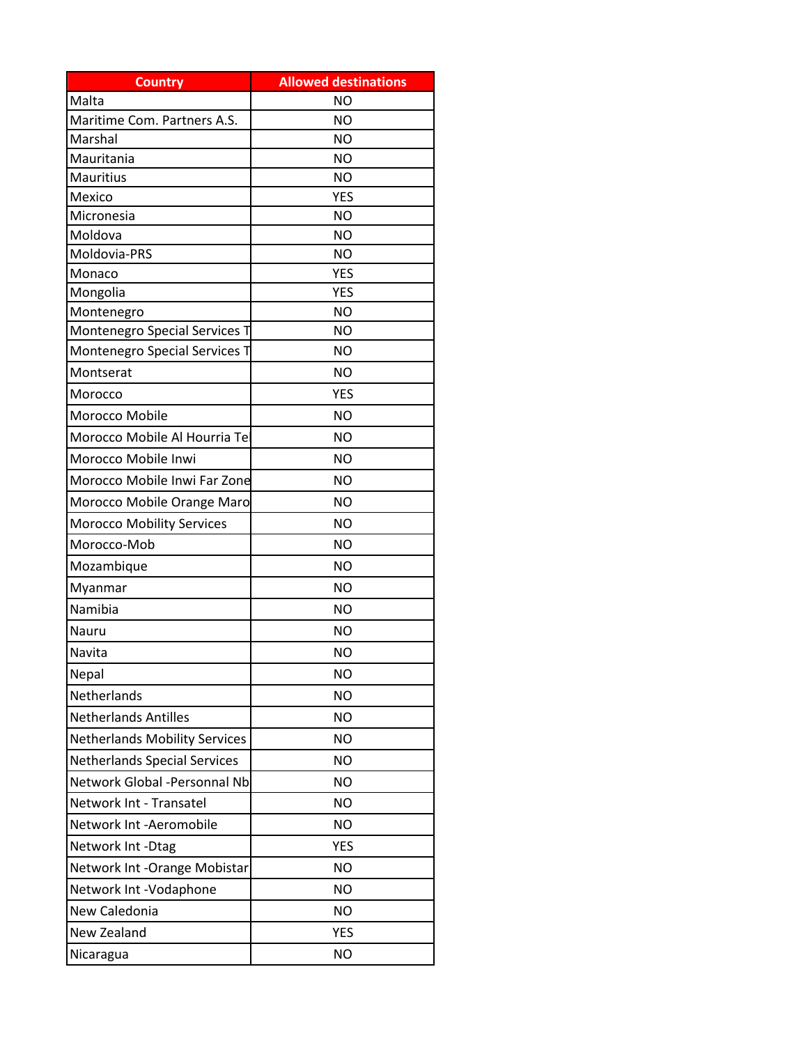| Country | Allowed destinations |
| --- | --- |
| Malta | NO |
| Maritime Com. Partners A.S. | NO |
| Marshal | NO |
| Mauritania | NO |
| Mauritius | NO |
| Mexico | YES |
| Micronesia | NO |
| Moldova | NO |
| Moldovia-PRS | NO |
| Monaco | YES |
| Mongolia | YES |
| Montenegro | NO |
| Montenegro Special Services T | NO |
| Montenegro Special Services T | NO |
| Montserat | NO |
| Morocco | YES |
| Morocco Mobile | NO |
| Morocco Mobile Al Hourria Te | NO |
| Morocco Mobile Inwi | NO |
| Morocco Mobile Inwi Far Zone | NO |
| Morocco Mobile Orange Maro | NO |
| Morocco Mobility Services | NO |
| Morocco-Mob | NO |
| Mozambique | NO |
| Myanmar | NO |
| Namibia | NO |
| Nauru | NO |
| Navita | NO |
| Nepal | NO |
| Netherlands | NO |
| Netherlands Antilles | NO |
| Netherlands Mobility Services | NO |
| Netherlands Special Services | NO |
| Network Global -Personnal Nb | NO |
| Network Int - Transatel | NO |
| Network Int -Aeromobile | NO |
| Network Int -Dtag | YES |
| Network Int -Orange Mobistar | NO |
| Network Int -Vodaphone | NO |
| New Caledonia | NO |
| New Zealand | YES |
| Nicaragua | NO |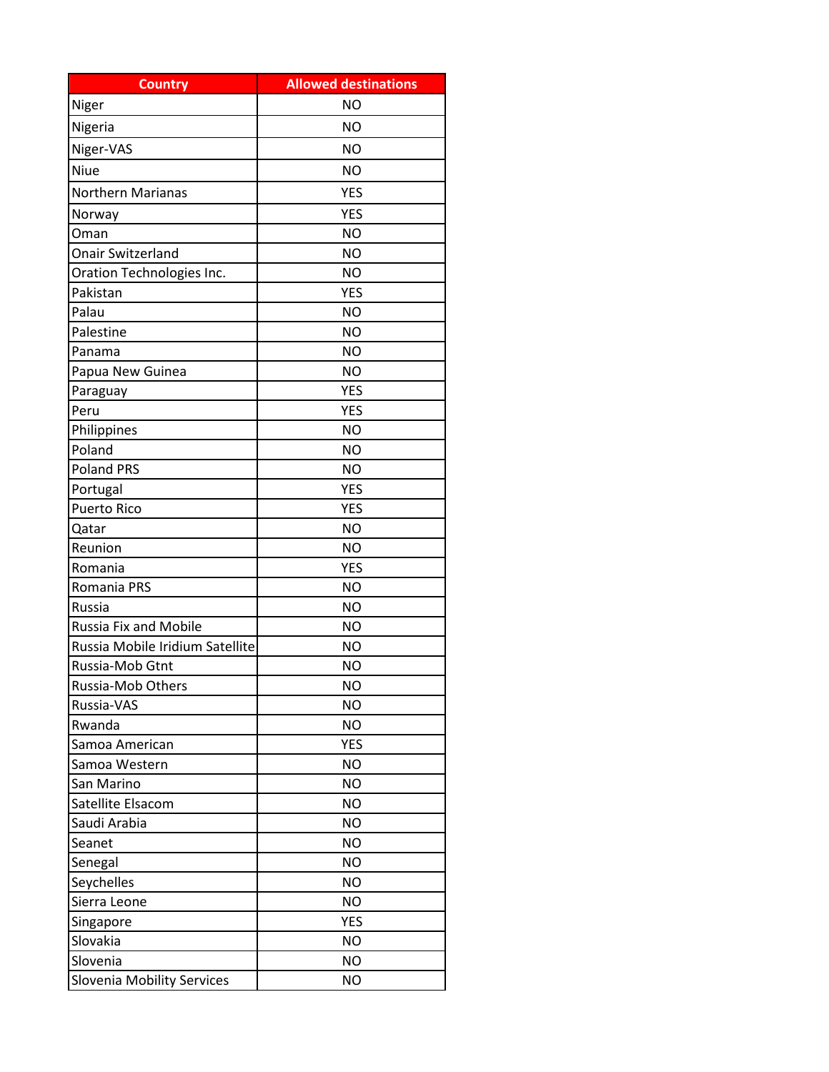| Country | Allowed destinations |
| --- | --- |
| Niger | NO |
| Nigeria | NO |
| Niger-VAS | NO |
| Niue | NO |
| Northern Marianas | YES |
| Norway | YES |
| Oman | NO |
| Onair Switzerland | NO |
| Oration Technologies Inc. | NO |
| Pakistan | YES |
| Palau | NO |
| Palestine | NO |
| Panama | NO |
| Papua New Guinea | NO |
| Paraguay | YES |
| Peru | YES |
| Philippines | NO |
| Poland | NO |
| Poland PRS | NO |
| Portugal | YES |
| Puerto Rico | YES |
| Qatar | NO |
| Reunion | NO |
| Romania | YES |
| Romania PRS | NO |
| Russia | NO |
| Russia Fix and Mobile | NO |
| Russia Mobile Iridium Satellite | NO |
| Russia-Mob Gtnt | NO |
| Russia-Mob Others | NO |
| Russia-VAS | NO |
| Rwanda | NO |
| Samoa American | YES |
| Samoa Western | NO |
| San Marino | NO |
| Satellite Elsacom | NO |
| Saudi Arabia | NO |
| Seanet | NO |
| Senegal | NO |
| Seychelles | NO |
| Sierra Leone | NO |
| Singapore | YES |
| Slovakia | NO |
| Slovenia | NO |
| Slovenia Mobility Services | NO |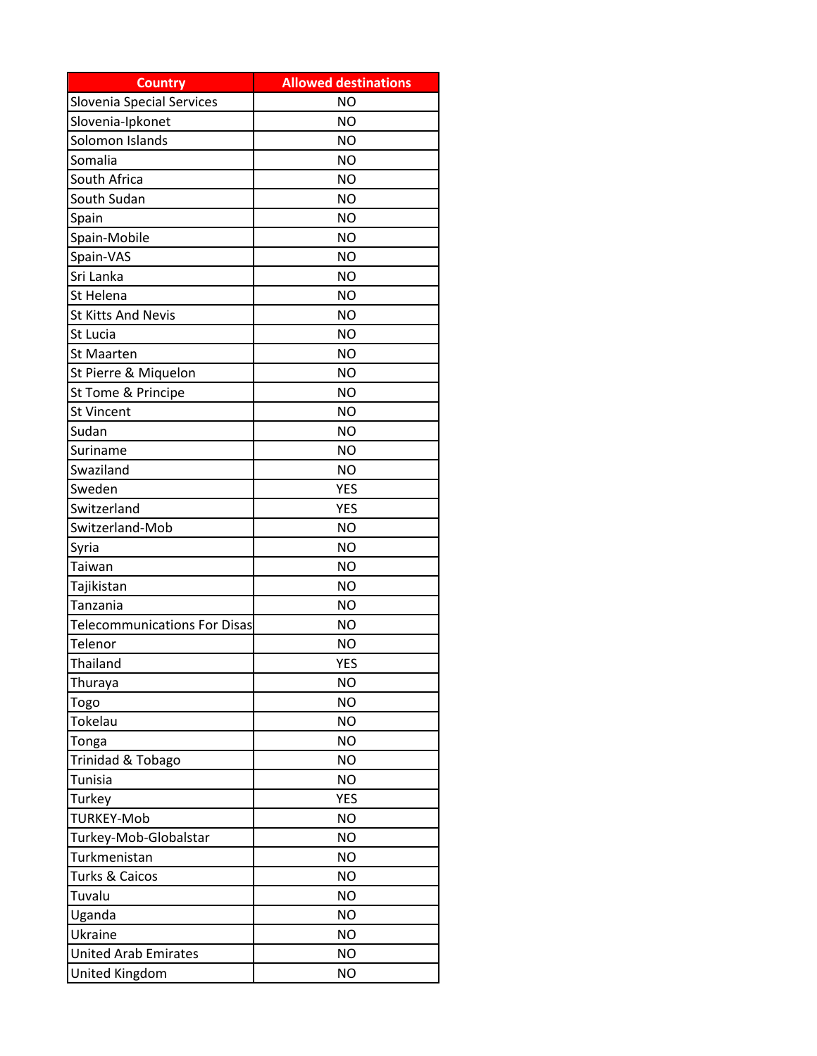| Country | Allowed destinations |
| --- | --- |
| Slovenia Special Services | NO |
| Slovenia-Ipkonet | NO |
| Solomon Islands | NO |
| Somalia | NO |
| South Africa | NO |
| South Sudan | NO |
| Spain | NO |
| Spain-Mobile | NO |
| Spain-VAS | NO |
| Sri Lanka | NO |
| St Helena | NO |
| St Kitts And Nevis | NO |
| St Lucia | NO |
| St Maarten | NO |
| St Pierre & Miquelon | NO |
| St Tome & Principe | NO |
| St Vincent | NO |
| Sudan | NO |
| Suriname | NO |
| Swaziland | NO |
| Sweden | YES |
| Switzerland | YES |
| Switzerland-Mob | NO |
| Syria | NO |
| Taiwan | NO |
| Tajikistan | NO |
| Tanzania | NO |
| Telecommunications For Disas | NO |
| Telenor | NO |
| Thailand | YES |
| Thuraya | NO |
| Togo | NO |
| Tokelau | NO |
| Tonga | NO |
| Trinidad & Tobago | NO |
| Tunisia | NO |
| Turkey | YES |
| TURKEY-Mob | NO |
| Turkey-Mob-Globalstar | NO |
| Turkmenistan | NO |
| Turks & Caicos | NO |
| Tuvalu | NO |
| Uganda | NO |
| Ukraine | NO |
| United Arab Emirates | NO |
| United Kingdom | NO |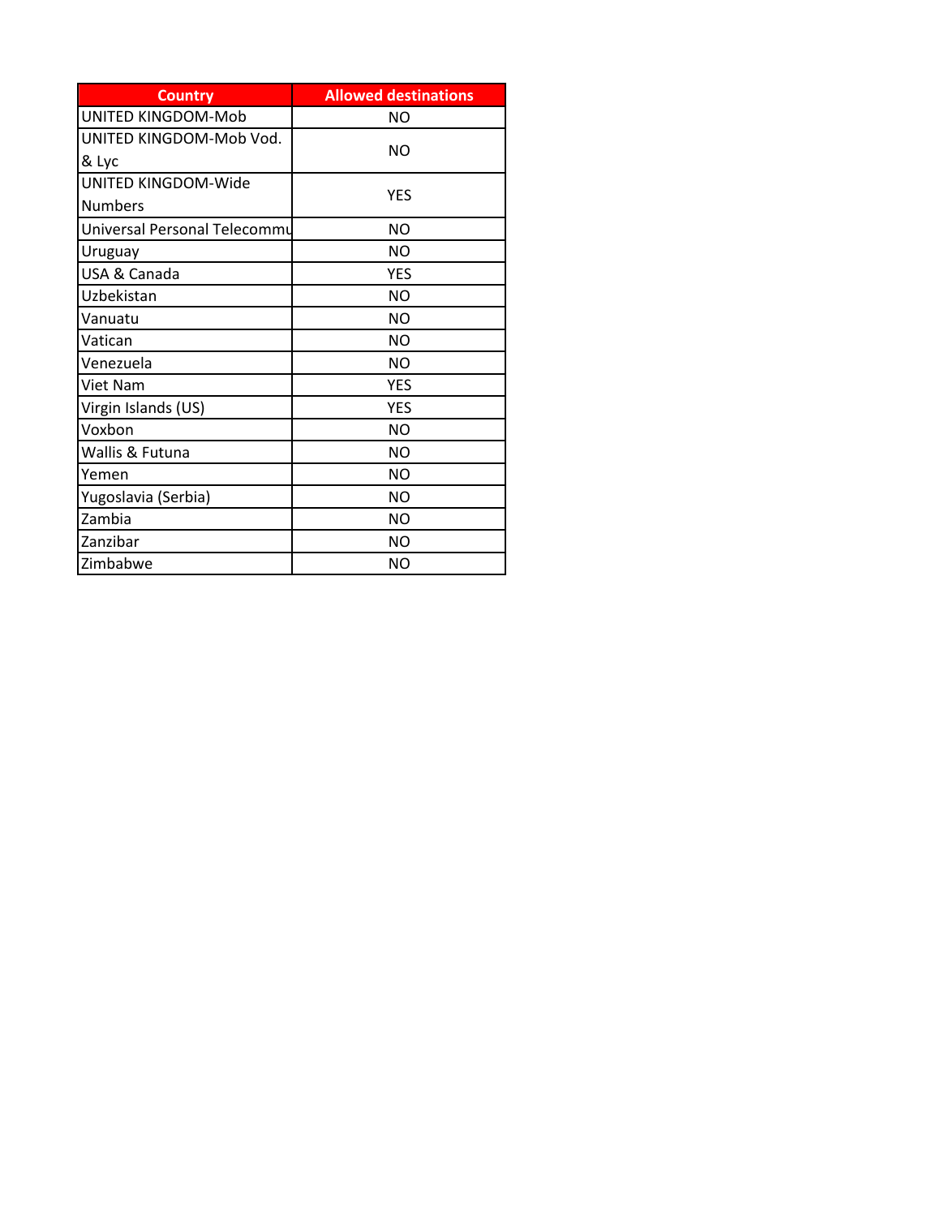| Country | Allowed destinations |
|---|---|
| UNITED KINGDOM-Mob | NO |
| UNITED KINGDOM-Mob Vod. & Lyc | NO |
| UNITED KINGDOM-Wide Numbers | YES |
| Universal Personal Telecommu | NO |
| Uruguay | NO |
| USA & Canada | YES |
| Uzbekistan | NO |
| Vanuatu | NO |
| Vatican | NO |
| Venezuela | NO |
| Viet Nam | YES |
| Virgin Islands (US) | YES |
| Voxbon | NO |
| Wallis & Futuna | NO |
| Yemen | NO |
| Yugoslavia (Serbia) | NO |
| Zambia | NO |
| Zanzibar | NO |
| Zimbabwe | NO |